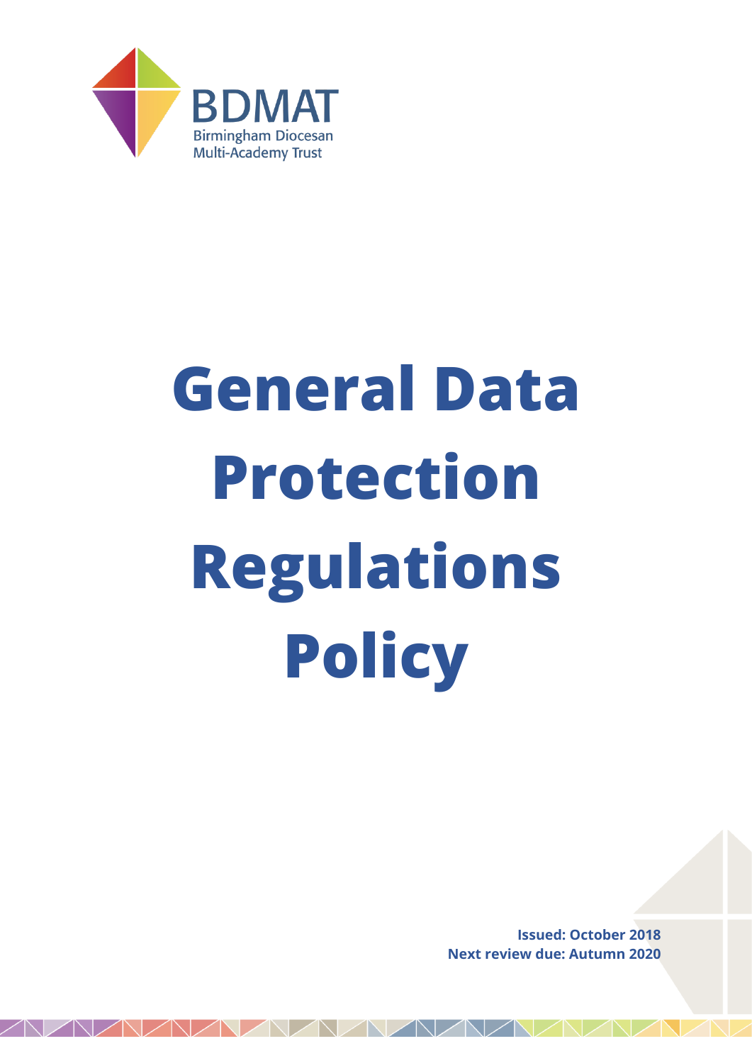BDMAT

Birmingham Diocesan Multi-Academy Trust

# General Data Protection Regulations Policy

**Issued: October 2018**
**Next review due: Autumn 2020**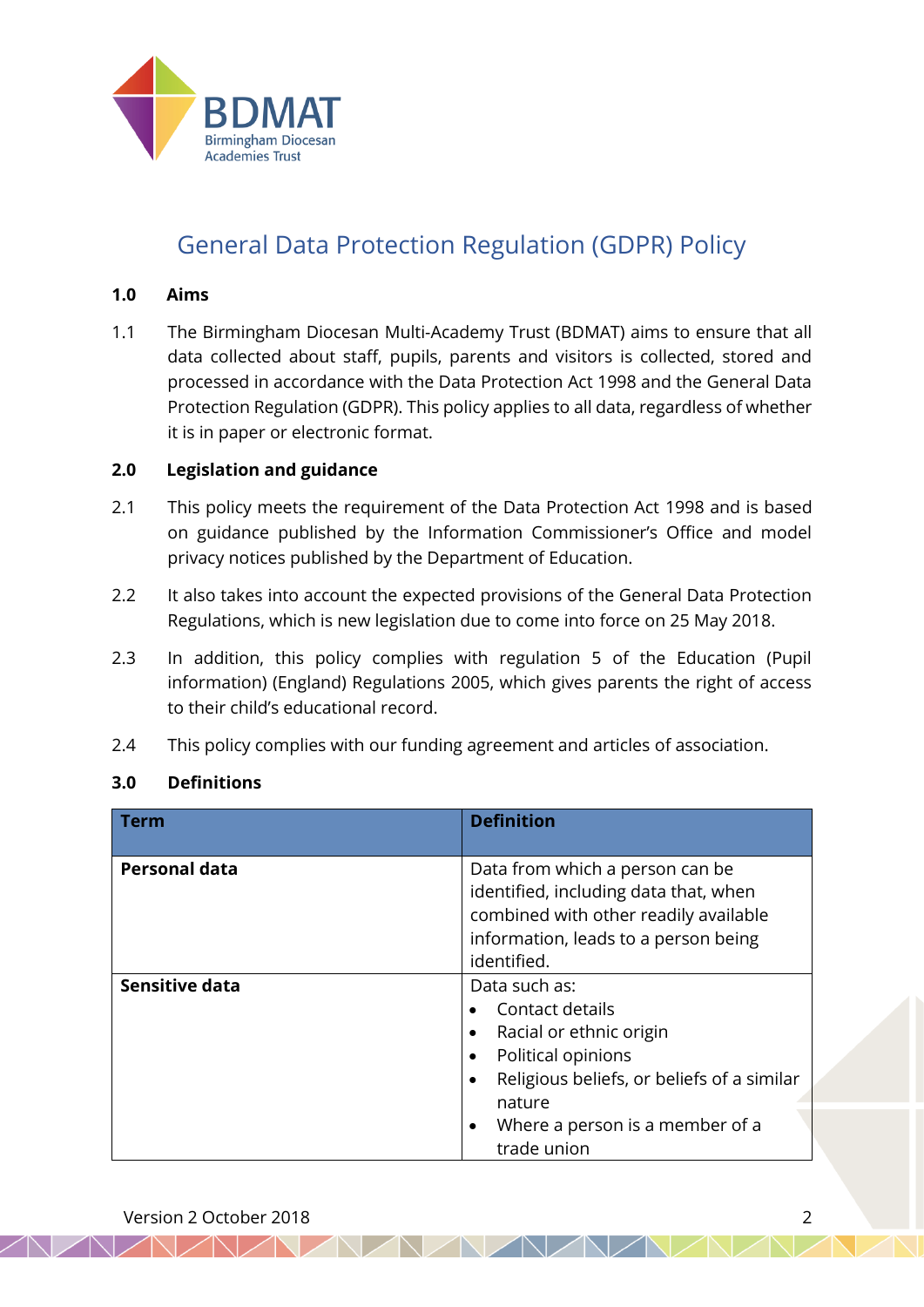# General Data Protection Regulation (GDPR) Policy

## 1.0 Aims

1.1 The Birmingham Diocesan Multi-Academy Trust (BDMAT) aims to ensure that all data collected about staff, pupils, parents and visitors is collected, stored and processed in accordance with the Data Protection Act 1998 and the General Data Protection Regulation (GDPR). This policy applies to all data, regardless of whether it is in paper or electronic format.

## 2.0 Legislation and guidance

2.1 This policy meets the requirement of the Data Protection Act 1998 and is based on guidance published by the Information Commissioner's Office and model privacy notices published by the Department of Education.

2.2 It also takes into account the expected provisions of the General Data Protection Regulations, which is new legislation due to come into force on 25 May 2018.

2.3 In addition, this policy complies with regulation 5 of the Education (Pupil information) (England) Regulations 2005, which gives parents the right of access to their child's educational record.

2.4 This policy complies with our funding agreement and articles of association.

## 3.0 Definitions

| Term | Definition |
|---|---|
| **Personal data** | Data from which a person can be identified, including data that, when combined with other readily available information, leads to a person being identified. |
| **Sensitive data** | Data such as:<br>• Contact details<br>• Racial or ethnic origin<br>• Political opinions<br>• Religious beliefs, or beliefs of a similar nature<br>• Where a person is a member of a trade union |

Version 2 October 2018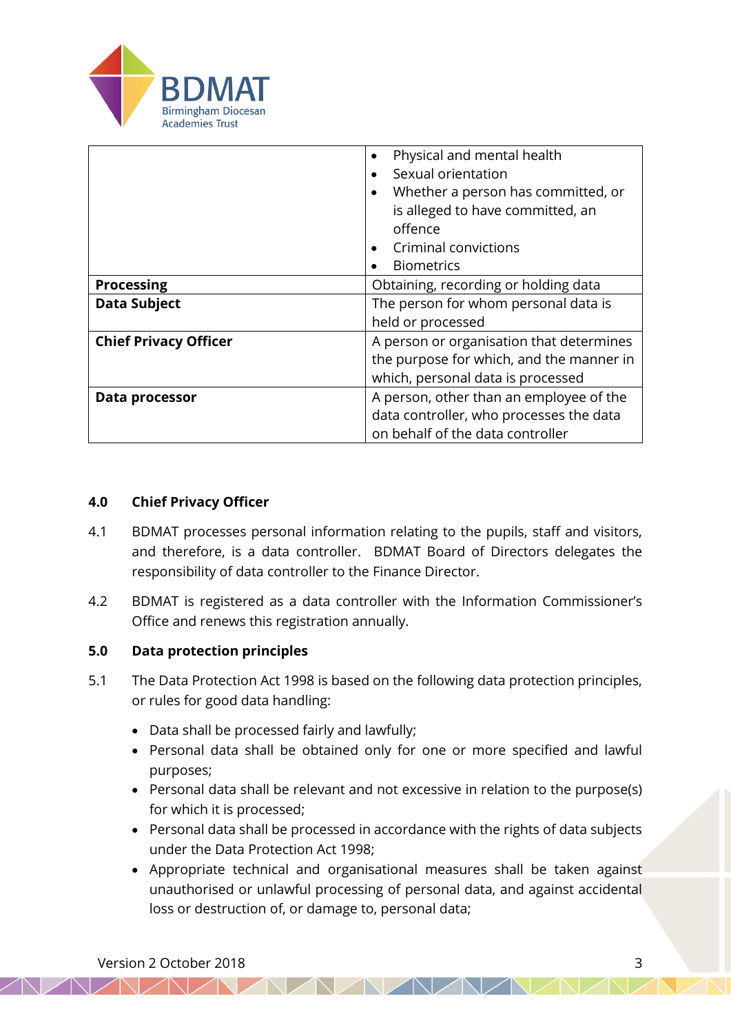| | |
|---|---|
| | • Physical and mental health<br>• Sexual orientation<br>• Whether a person has committed, or is alleged to have committed, an offence<br>• Criminal convictions<br>• Biometrics |
| **Processing** | Obtaining, recording or holding data |
| **Data Subject** | The person for whom personal data is held or processed |
| **Chief Privacy Officer** | A person or organisation that determines the purpose for which, and the manner in which, personal data is processed |
| **Data processor** | A person, other than an employee of the data controller, who processes the data on behalf of the data controller |

## 4.0 Chief Privacy Officer

4.1 BDMAT processes personal information relating to the pupils, staff and visitors, and therefore, is a data controller. BDMAT Board of Directors delegates the responsibility of data controller to the Finance Director.

4.2 BDMAT is registered as a data controller with the Information Commissioner's Office and renews this registration annually.

## 5.0 Data protection principles

5.1 The Data Protection Act 1998 is based on the following data protection principles, or rules for good data handling:

- Data shall be processed fairly and lawfully;
- Personal data shall be obtained only for one or more specified and lawful purposes;
- Personal data shall be relevant and not excessive in relation to the purpose(s) for which it is processed;
- Personal data shall be processed in accordance with the rights of data subjects under the Data Protection Act 1998;
- Appropriate technical and organisational measures shall be taken against unauthorised or unlawful processing of personal data, and against accidental loss or destruction of, or damage to, personal data;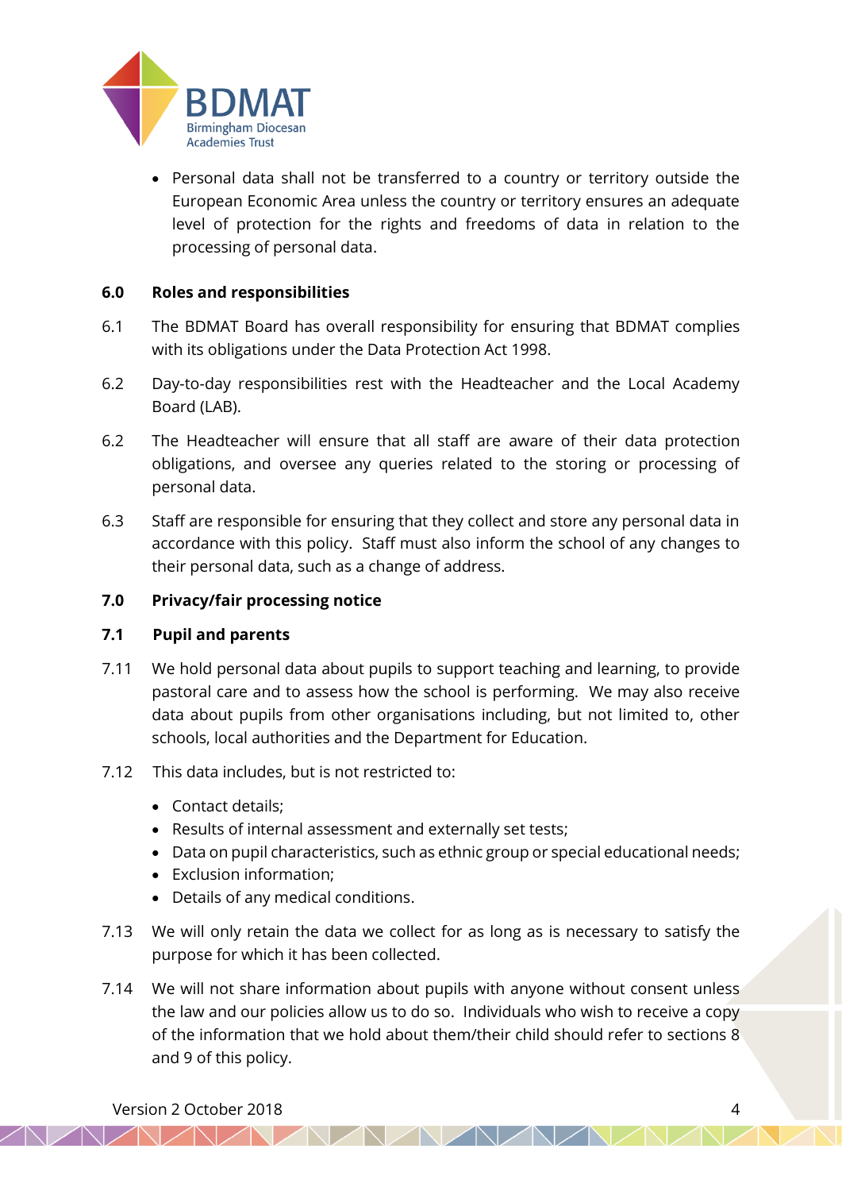- Personal data shall not be transferred to a country or territory outside the European Economic Area unless the country or territory ensures an adequate level of protection for the rights and freedoms of data in relation to the processing of personal data.

**6.0 Roles and responsibilities**

6.1 The BDMAT Board has overall responsibility for ensuring that BDMAT complies with its obligations under the Data Protection Act 1998.

6.2 Day-to-day responsibilities rest with the Headteacher and the Local Academy Board (LAB).

6.2 The Headteacher will ensure that all staff are aware of their data protection obligations, and oversee any queries related to the storing or processing of personal data.

6.3 Staff are responsible for ensuring that they collect and store any personal data in accordance with this policy. Staff must also inform the school of any changes to their personal data, such as a change of address.

**7.0 Privacy/fair processing notice**

**7.1 Pupil and parents**

7.11 We hold personal data about pupils to support teaching and learning, to provide pastoral care and to assess how the school is performing. We may also receive data about pupils from other organisations including, but not limited to, other schools, local authorities and the Department for Education.

7.12 This data includes, but is not restricted to:

- Contact details;
- Results of internal assessment and externally set tests;
- Data on pupil characteristics, such as ethnic group or special educational needs;
- Exclusion information;
- Details of any medical conditions.

7.13 We will only retain the data we collect for as long as is necessary to satisfy the purpose for which it has been collected.

7.14 We will not share information about pupils with anyone without consent unless the law and our policies allow us to do so. Individuals who wish to receive a copy of the information that we hold about them/their child should refer to sections 8 and 9 of this policy.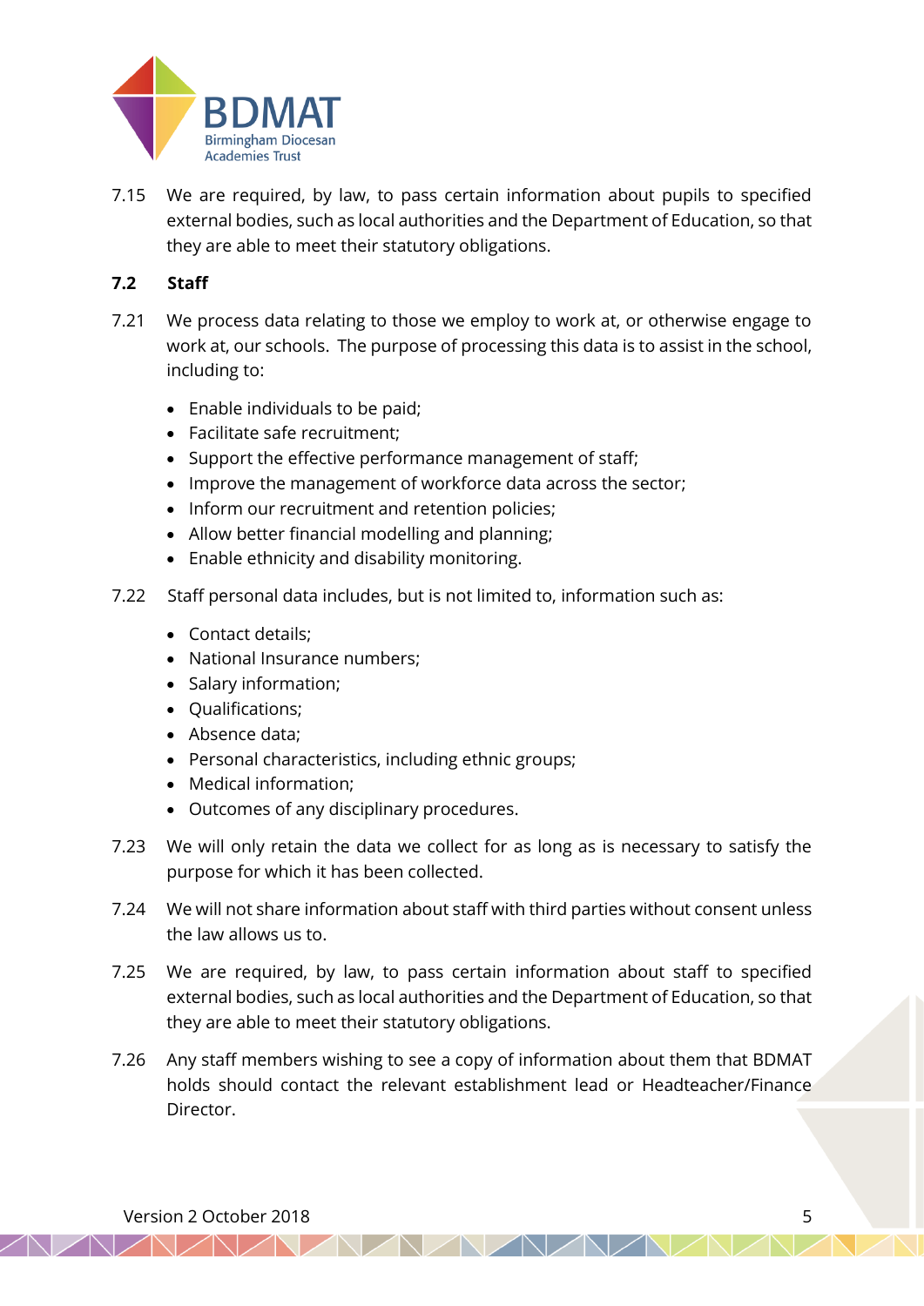7.15 We are required, by law, to pass certain information about pupils to specified external bodies, such as local authorities and the Department of Education, so that they are able to meet their statutory obligations.

### 7.2 Staff

7.21 We process data relating to those we employ to work at, or otherwise engage to work at, our schools. The purpose of processing this data is to assist in the school, including to:

- Enable individuals to be paid;
- Facilitate safe recruitment;
- Support the effective performance management of staff;
- Improve the management of workforce data across the sector;
- Inform our recruitment and retention policies;
- Allow better financial modelling and planning;
- Enable ethnicity and disability monitoring.

7.22 Staff personal data includes, but is not limited to, information such as:

- Contact details;
- National Insurance numbers;
- Salary information;
- Qualifications;
- Absence data;
- Personal characteristics, including ethnic groups;
- Medical information;
- Outcomes of any disciplinary procedures.

7.23 We will only retain the data we collect for as long as is necessary to satisfy the purpose for which it has been collected.

7.24 We will not share information about staff with third parties without consent unless the law allows us to.

7.25 We are required, by law, to pass certain information about staff to specified external bodies, such as local authorities and the Department of Education, so that they are able to meet their statutory obligations.

7.26 Any staff members wishing to see a copy of information about them that BDMAT holds should contact the relevant establishment lead or Headteacher/Finance Director.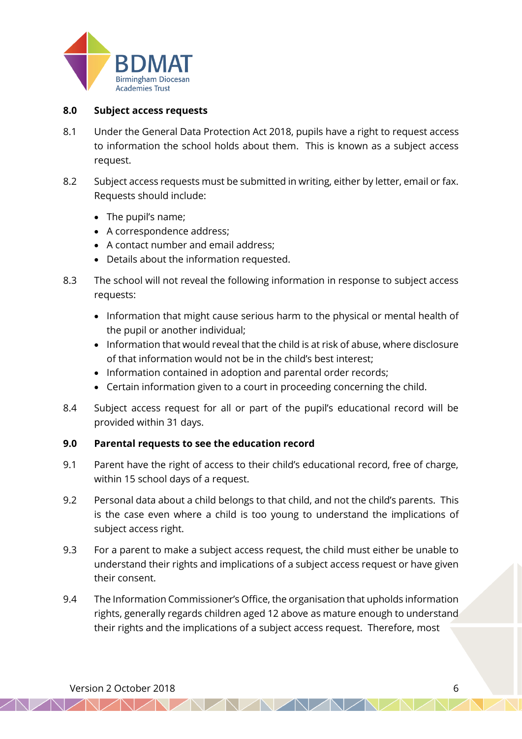## 8.0 Subject access requests

8.1 Under the General Data Protection Act 2018, pupils have a right to request access to information the school holds about them. This is known as a subject access request.

8.2 Subject access requests must be submitted in writing, either by letter, email or fax. Requests should include:

- The pupil's name;
- A correspondence address;
- A contact number and email address;
- Details about the information requested.

8.3 The school will not reveal the following information in response to subject access requests:

- Information that might cause serious harm to the physical or mental health of the pupil or another individual;
- Information that would reveal that the child is at risk of abuse, where disclosure of that information would not be in the child's best interest;
- Information contained in adoption and parental order records;
- Certain information given to a court in proceeding concerning the child.

8.4 Subject access request for all or part of the pupil's educational record will be provided within 31 days.

## 9.0 Parental requests to see the education record

9.1 Parent have the right of access to their child's educational record, free of charge, within 15 school days of a request.

9.2 Personal data about a child belongs to that child, and not the child's parents. This is the case even where a child is too young to understand the implications of subject access right.

9.3 For a parent to make a subject access request, the child must either be unable to understand their rights and implications of a subject access request or have given their consent.

9.4 The Information Commissioner's Office, the organisation that upholds information rights, generally regards children aged 12 above as mature enough to understand their rights and the implications of a subject access request. Therefore, most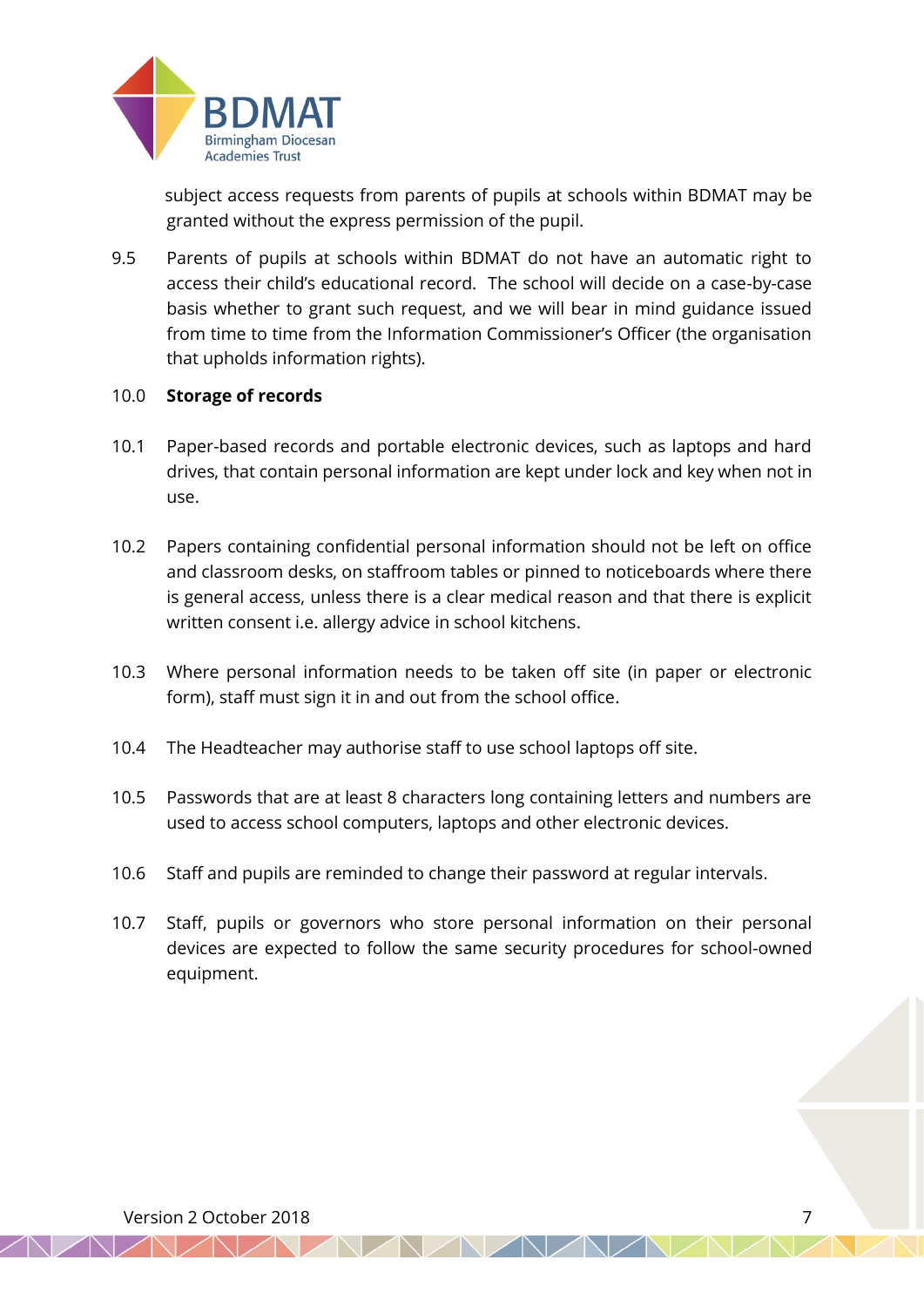subject access requests from parents of pupils at schools within BDMAT may be granted without the express permission of the pupil.

9.5 Parents of pupils at schools within BDMAT do not have an automatic right to access their child's educational record. The school will decide on a case-by-case basis whether to grant such request, and we will bear in mind guidance issued from time to time from the Information Commissioner's Officer (the organisation that upholds information rights).

## 10.0 Storage of records

10.1 Paper-based records and portable electronic devices, such as laptops and hard drives, that contain personal information are kept under lock and key when not in use.

10.2 Papers containing confidential personal information should not be left on office and classroom desks, on staffroom tables or pinned to noticeboards where there is general access, unless there is a clear medical reason and that there is explicit written consent i.e. allergy advice in school kitchens.

10.3 Where personal information needs to be taken off site (in paper or electronic form), staff must sign it in and out from the school office.

10.4 The Headteacher may authorise staff to use school laptops off site.

10.5 Passwords that are at least 8 characters long containing letters and numbers are used to access school computers, laptops and other electronic devices.

10.6 Staff and pupils are reminded to change their password at regular intervals.

10.7 Staff, pupils or governors who store personal information on their personal devices are expected to follow the same security procedures for school-owned equipment.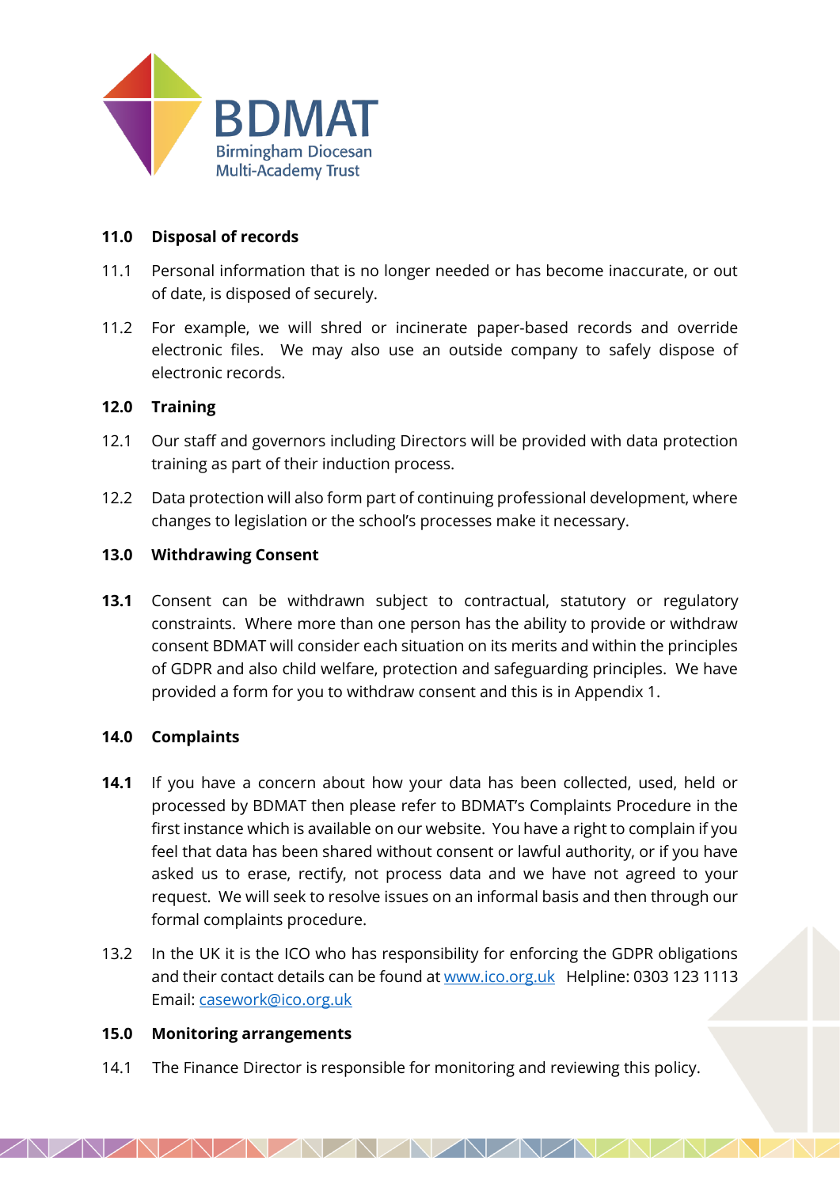## 11.0 Disposal of records

11.1 Personal information that is no longer needed or has become inaccurate, or out of date, is disposed of securely.

11.2 For example, we will shred or incinerate paper-based records and override electronic files. We may also use an outside company to safely dispose of electronic records.

## 12.0 Training

12.1 Our staff and governors including Directors will be provided with data protection training as part of their induction process.

12.2 Data protection will also form part of continuing professional development, where changes to legislation or the school's processes make it necessary.

## 13.0 Withdrawing Consent

**13.1** Consent can be withdrawn subject to contractual, statutory or regulatory constraints. Where more than one person has the ability to provide or withdraw consent BDMAT will consider each situation on its merits and within the principles of GDPR and also child welfare, protection and safeguarding principles. We have provided a form for you to withdraw consent and this is in Appendix 1.

## 14.0 Complaints

**14.1** If you have a concern about how your data has been collected, used, held or processed by BDMAT then please refer to BDMAT's Complaints Procedure in the first instance which is available on our website. You have a right to complain if you feel that data has been shared without consent or lawful authority, or if you have asked us to erase, rectify, not process data and we have not agreed to your request. We will seek to resolve issues on an informal basis and then through our formal complaints procedure.

13.2 In the UK it is the ICO who has responsibility for enforcing the GDPR obligations and their contact details can be found at www.ico.org.uk Helpline: 0303 123 1113 Email: casework@ico.org.uk

## 15.0 Monitoring arrangements

14.1 The Finance Director is responsible for monitoring and reviewing this policy.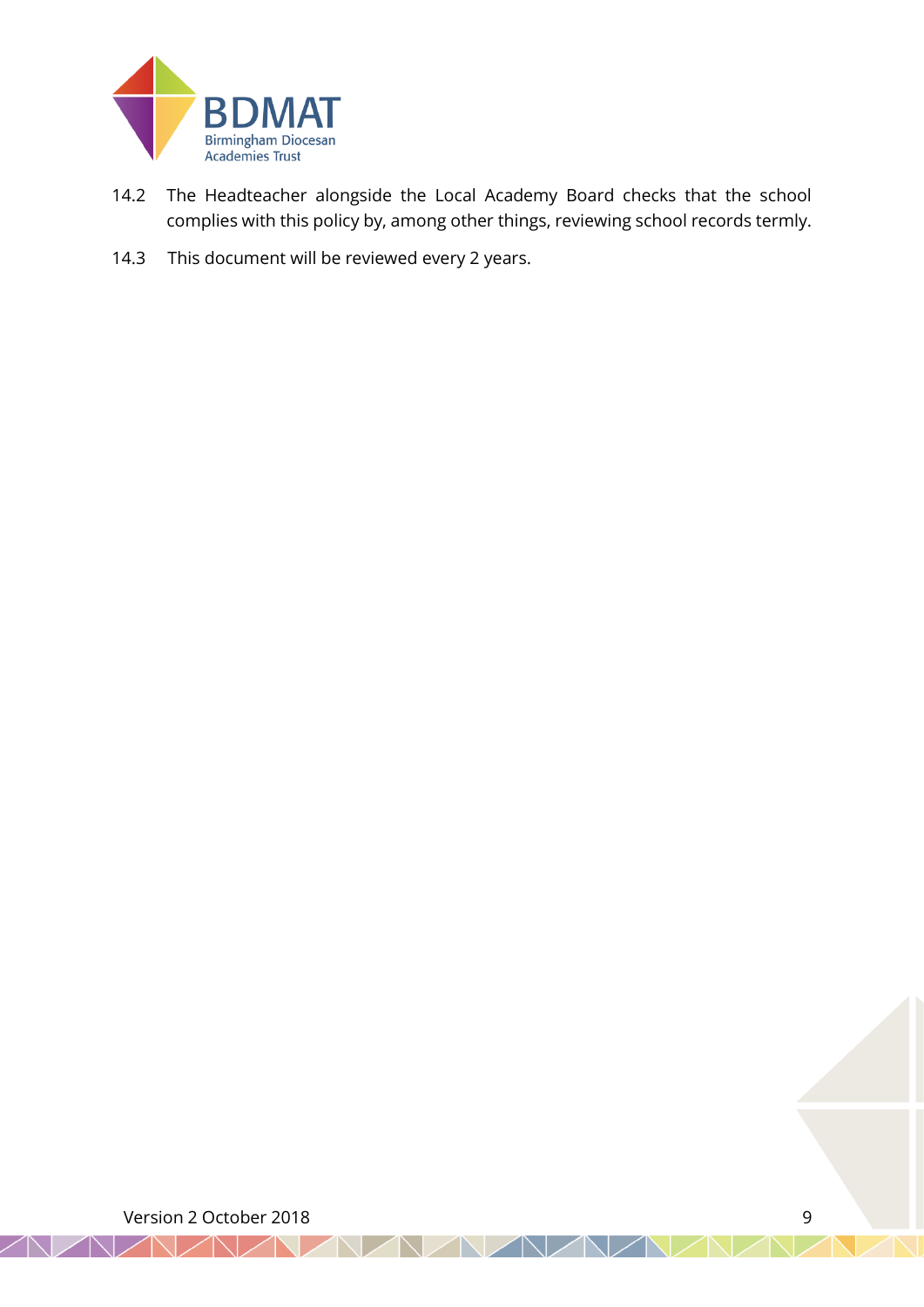14.2 The Headteacher alongside the Local Academy Board checks that the school complies with this policy by, among other things, reviewing school records termly.

14.3 This document will be reviewed every 2 years.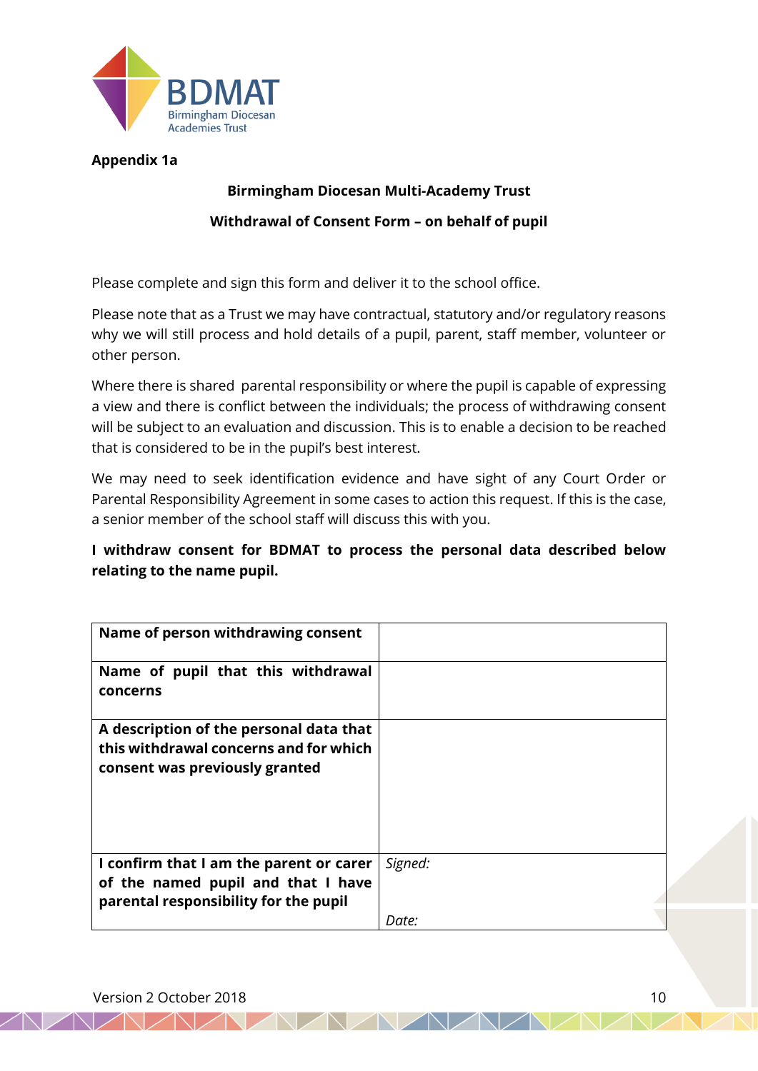**Appendix 1a**

**Birmingham Diocesan Multi-Academy Trust**

**Withdrawal of Consent Form – on behalf of pupil**

Please complete and sign this form and deliver it to the school office.

Please note that as a Trust we may have contractual, statutory and/or regulatory reasons why we will still process and hold details of a pupil, parent, staff member, volunteer or other person.

Where there is shared parental responsibility or where the pupil is capable of expressing a view and there is conflict between the individuals; the process of withdrawing consent will be subject to an evaluation and discussion. This is to enable a decision to be reached that is considered to be in the pupil's best interest.

We may need to seek identification evidence and have sight of any Court Order or Parental Responsibility Agreement in some cases to action this request. If this is the case, a senior member of the school staff will discuss this with you.

**I withdraw consent for BDMAT to process the personal data described below relating to the name pupil.**

| | |
|---|---|
| **Name of person withdrawing consent** | |
| **Name of pupil that this withdrawal concerns** | |
| **A description of the personal data that this withdrawal concerns and for which consent was previously granted** | |
| **I confirm that I am the parent or carer of the named pupil and that I have parental responsibility for the pupil** | *Signed:*<br><br>*Date:* |

Version 2 October 2018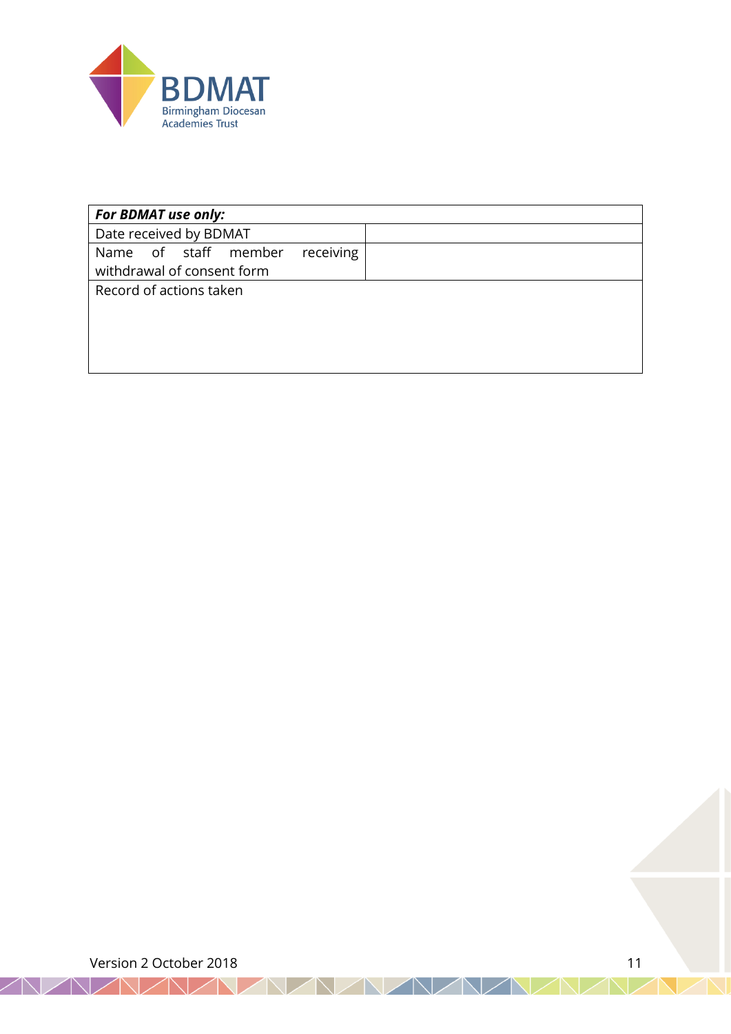| ***For BDMAT use only:*** | |
|---|---|
| Date received by BDMAT | |
| Name of staff member receiving withdrawal of consent form | |
| Record of actions taken | |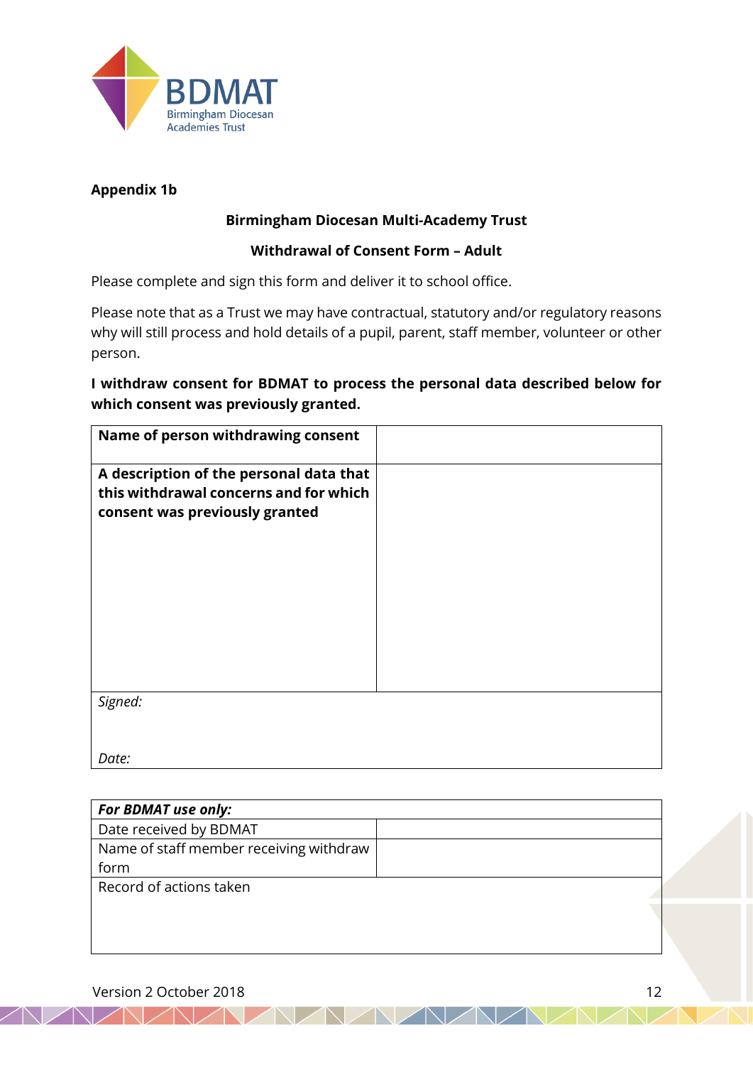**Appendix 1b**

**Birmingham Diocesan Multi-Academy Trust**

**Withdrawal of Consent Form – Adult**

Please complete and sign this form and deliver it to school office.

Please note that as a Trust we may have contractual, statutory and/or regulatory reasons why will still process and hold details of a pupil, parent, staff member, volunteer or other person.

**I withdraw consent for BDMAT to process the personal data described below for which consent was previously granted.**

| **Name of person withdrawing consent** | |
|---|---|
| **A description of the personal data that this withdrawal concerns and for which consent was previously granted** | |
| *Signed:*<br><br>*Date:* | |

| ***For BDMAT use only:*** | |
|---|---|
| Date received by BDMAT | |
| Name of staff member receiving withdraw form | |
| Record of actions taken | |

Version 2 October 2018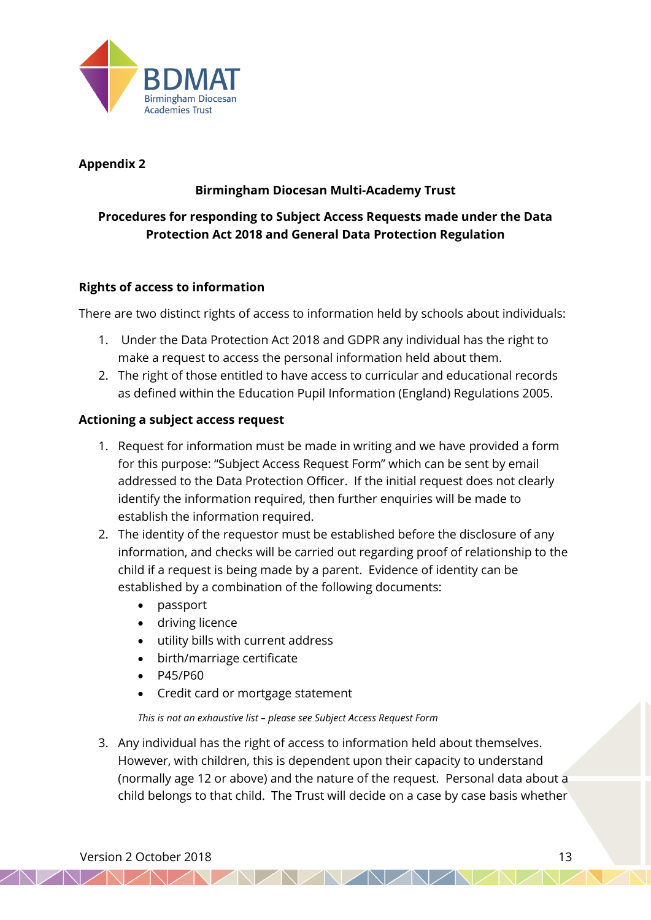**Appendix 2**

**Birmingham Diocesan Multi-Academy Trust**

**Procedures for responding to Subject Access Requests made under the Data Protection Act 2018 and General Data Protection Regulation**

**Rights of access to information**

There are two distinct rights of access to information held by schools about individuals:

1. Under the Data Protection Act 2018 and GDPR any individual has the right to make a request to access the personal information held about them.
2. The right of those entitled to have access to curricular and educational records as defined within the Education Pupil Information (England) Regulations 2005.

**Actioning a subject access request**

1. Request for information must be made in writing and we have provided a form for this purpose: "Subject Access Request Form" which can be sent by email addressed to the Data Protection Officer. If the initial request does not clearly identify the information required, then further enquiries will be made to establish the information required.
2. The identity of the requestor must be established before the disclosure of any information, and checks will be carried out regarding proof of relationship to the child if a request is being made by a parent. Evidence of identity can be established by a combination of the following documents:
    - passport
    - driving licence
    - utility bills with current address
    - birth/marriage certificate
    - P45/P60
    - Credit card or mortgage statement

    *This is not an exhaustive list – please see Subject Access Request Form*

3. Any individual has the right of access to information held about themselves. However, with children, this is dependent upon their capacity to understand (normally age 12 or above) and the nature of the request. Personal data about a child belongs to that child. The Trust will decide on a case by case basis whether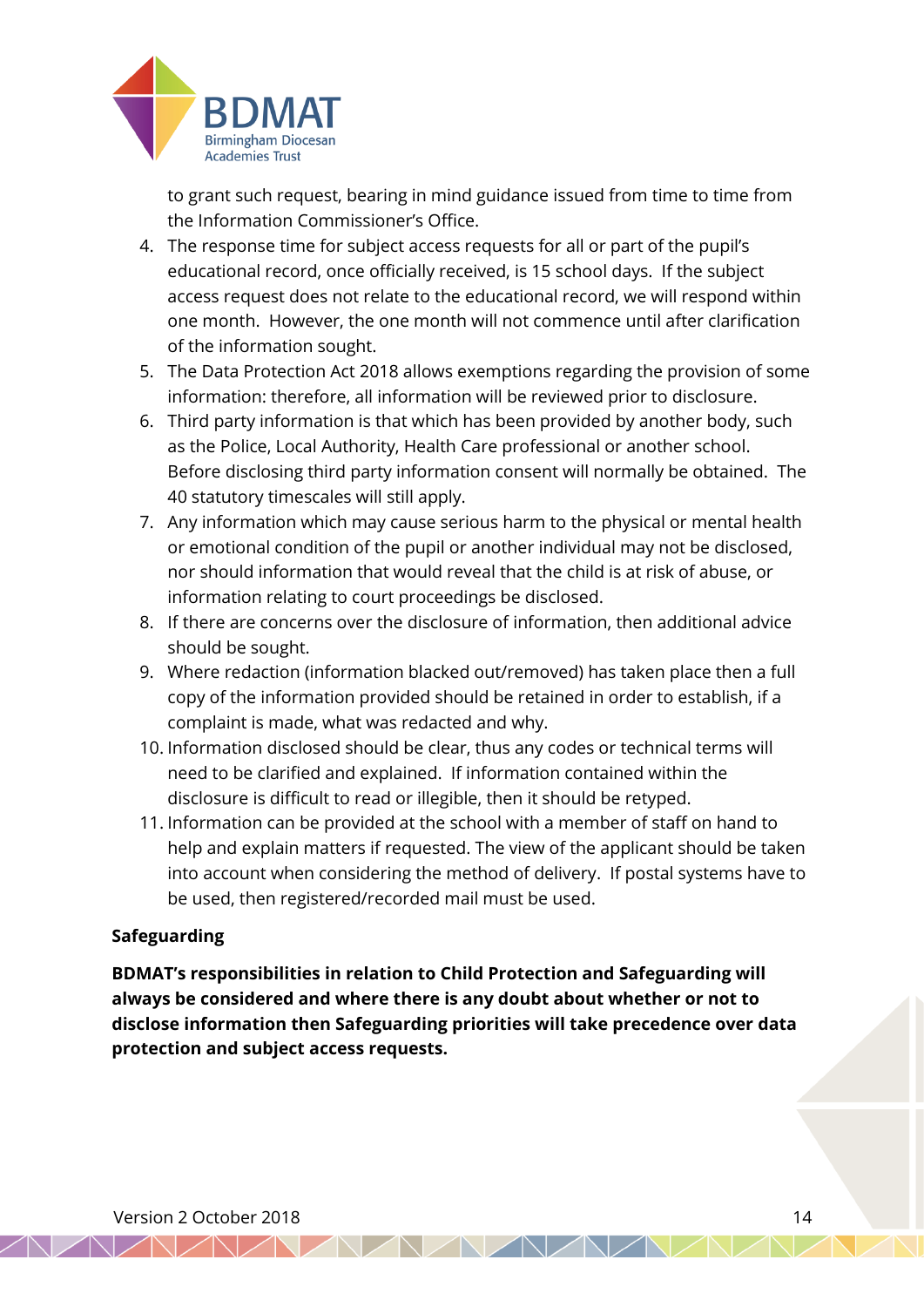to grant such request, bearing in mind guidance issued from time to time from the Information Commissioner's Office.

4. The response time for subject access requests for all or part of the pupil's educational record, once officially received, is 15 school days. If the subject access request does not relate to the educational record, we will respond within one month. However, the one month will not commence until after clarification of the information sought.
5. The Data Protection Act 2018 allows exemptions regarding the provision of some information: therefore, all information will be reviewed prior to disclosure.
6. Third party information is that which has been provided by another body, such as the Police, Local Authority, Health Care professional or another school. Before disclosing third party information consent will normally be obtained. The 40 statutory timescales will still apply.
7. Any information which may cause serious harm to the physical or mental health or emotional condition of the pupil or another individual may not be disclosed, nor should information that would reveal that the child is at risk of abuse, or information relating to court proceedings be disclosed.
8. If there are concerns over the disclosure of information, then additional advice should be sought.
9. Where redaction (information blacked out/removed) has taken place then a full copy of the information provided should be retained in order to establish, if a complaint is made, what was redacted and why.
10. Information disclosed should be clear, thus any codes or technical terms will need to be clarified and explained. If information contained within the disclosure is difficult to read or illegible, then it should be retyped.
11. Information can be provided at the school with a member of staff on hand to help and explain matters if requested. The view of the applicant should be taken into account when considering the method of delivery. If postal systems have to be used, then registered/recorded mail must be used.

**Safeguarding**

**BDMAT's responsibilities in relation to Child Protection and Safeguarding will always be considered and where there is any doubt about whether or not to disclose information then Safeguarding priorities will take precedence over data protection and subject access requests.**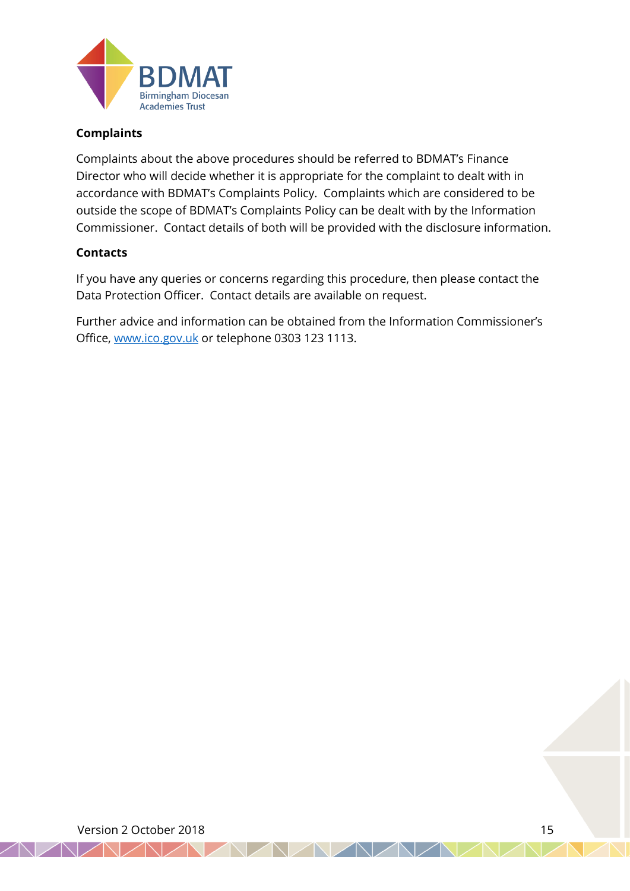## Complaints

Complaints about the above procedures should be referred to BDMAT's Finance Director who will decide whether it is appropriate for the complaint to dealt with in accordance with BDMAT's Complaints Policy. Complaints which are considered to be outside the scope of BDMAT's Complaints Policy can be dealt with by the Information Commissioner. Contact details of both will be provided with the disclosure information.

## Contacts

If you have any queries or concerns regarding this procedure, then please contact the Data Protection Officer. Contact details are available on request.

Further advice and information can be obtained from the Information Commissioner's Office, [www.ico.gov.uk](http://www.ico.gov.uk) or telephone 0303 123 1113.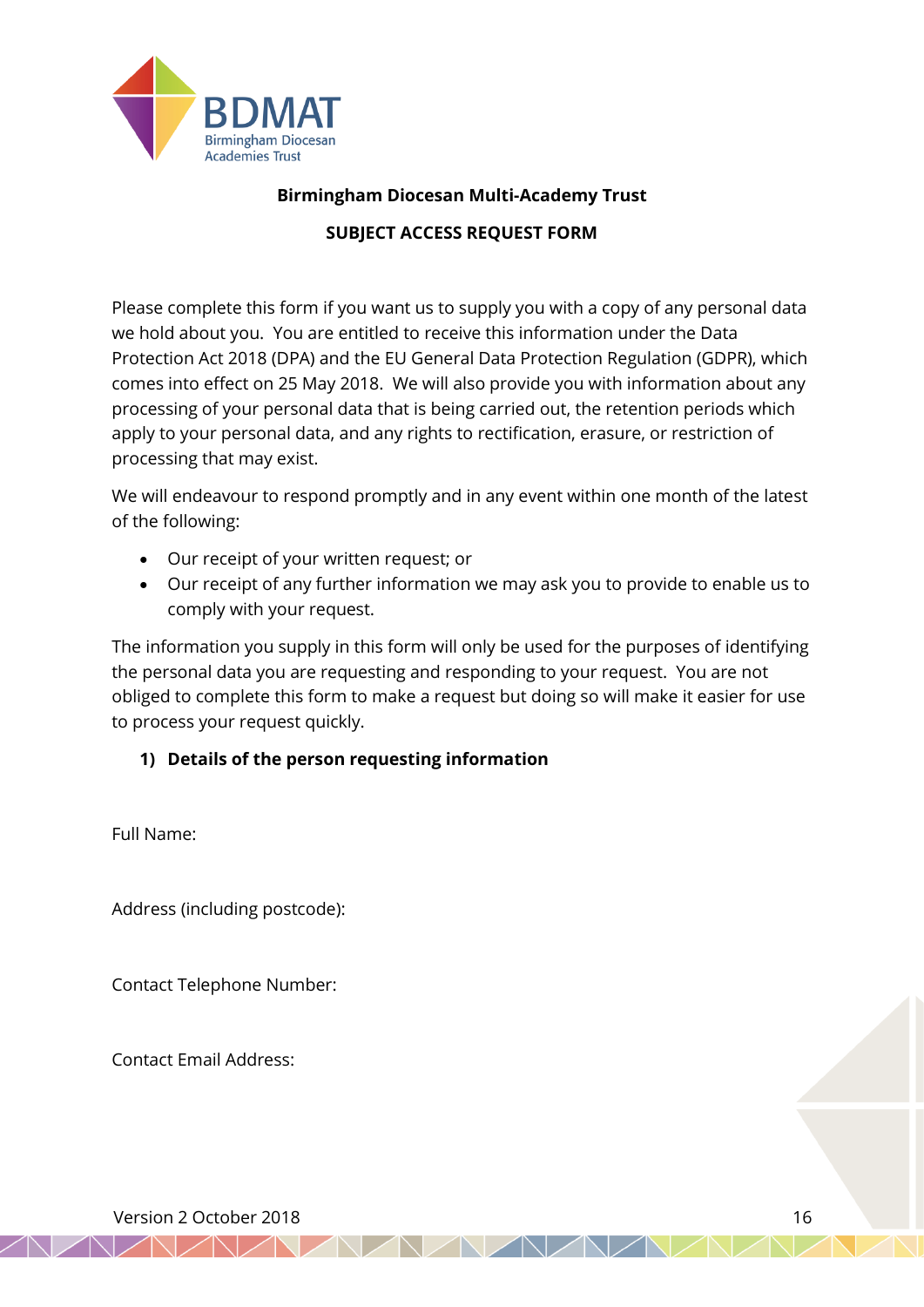**Birmingham Diocesan Multi-Academy Trust**

**SUBJECT ACCESS REQUEST FORM**

Please complete this form if you want us to supply you with a copy of any personal data we hold about you. You are entitled to receive this information under the Data Protection Act 2018 (DPA) and the EU General Data Protection Regulation (GDPR), which comes into effect on 25 May 2018. We will also provide you with information about any processing of your personal data that is being carried out, the retention periods which apply to your personal data, and any rights to rectification, erasure, or restriction of processing that may exist.

We will endeavour to respond promptly and in any event within one month of the latest of the following:

- Our receipt of your written request; or
- Our receipt of any further information we may ask you to provide to enable us to comply with your request.

The information you supply in this form will only be used for the purposes of identifying the personal data you are requesting and responding to your request. You are not obliged to complete this form to make a request but doing so will make it easier for use to process your request quickly.

**1) Details of the person requesting information**

Full Name:

Address (including postcode):

Contact Telephone Number:

Contact Email Address:

Version 2 October 2018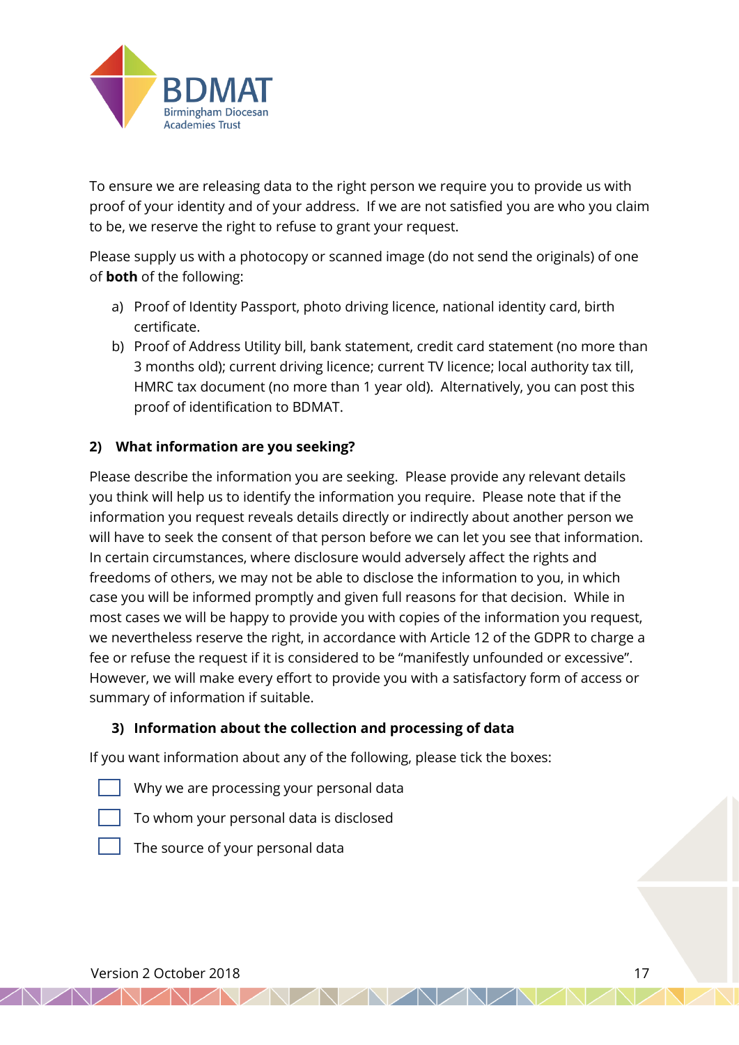To ensure we are releasing data to the right person we require you to provide us with proof of your identity and of your address.  If we are not satisfied you are who you claim to be, we reserve the right to refuse to grant your request.

Please supply us with a photocopy or scanned image (do not send the originals) of one of **both** of the following:

a) Proof of Identity Passport, photo driving licence, national identity card, birth certificate.
b) Proof of Address Utility bill, bank statement, credit card statement (no more than 3 months old); current driving licence; current TV licence; local authority tax till, HMRC tax document (no more than 1 year old).  Alternatively, you can post this proof of identification to BDMAT.

**2) What information are you seeking?**

Please describe the information you are seeking.  Please provide any relevant details you think will help us to identify the information you require.  Please note that if the information you request reveals details directly or indirectly about another person we will have to seek the consent of that person before we can let you see that information.  In certain circumstances, where disclosure would adversely affect the rights and freedoms of others, we may not be able to disclose the information to you, in which case you will be informed promptly and given full reasons for that decision.  While in most cases we will be happy to provide you with copies of the information you request, we nevertheless reserve the right, in accordance with Article 12 of the GDPR to charge a fee or refuse the request if it is considered to be "manifestly unfounded or excessive".  However, we will make every effort to provide you with a satisfactory form of access or summary of information if suitable.

**3) Information about the collection and processing of data**

If you want information about any of the following, please tick the boxes:

- [ ] Why we are processing your personal data
- [ ] To whom your personal data is disclosed
- [ ] The source of your personal data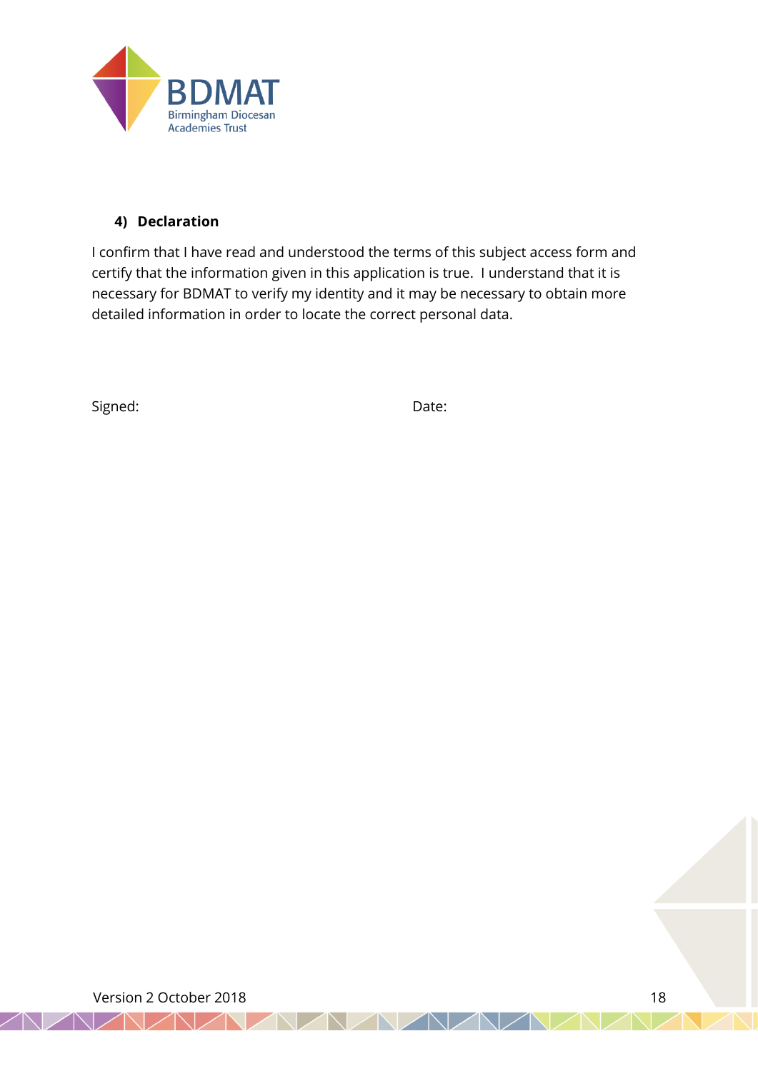#### 4) Declaration

I confirm that I have read and understood the terms of this subject access form and certify that the information given in this application is true. I understand that it is necessary for BDMAT to verify my identity and it may be necessary to obtain more detailed information in order to locate the correct personal data.

Signed: Date: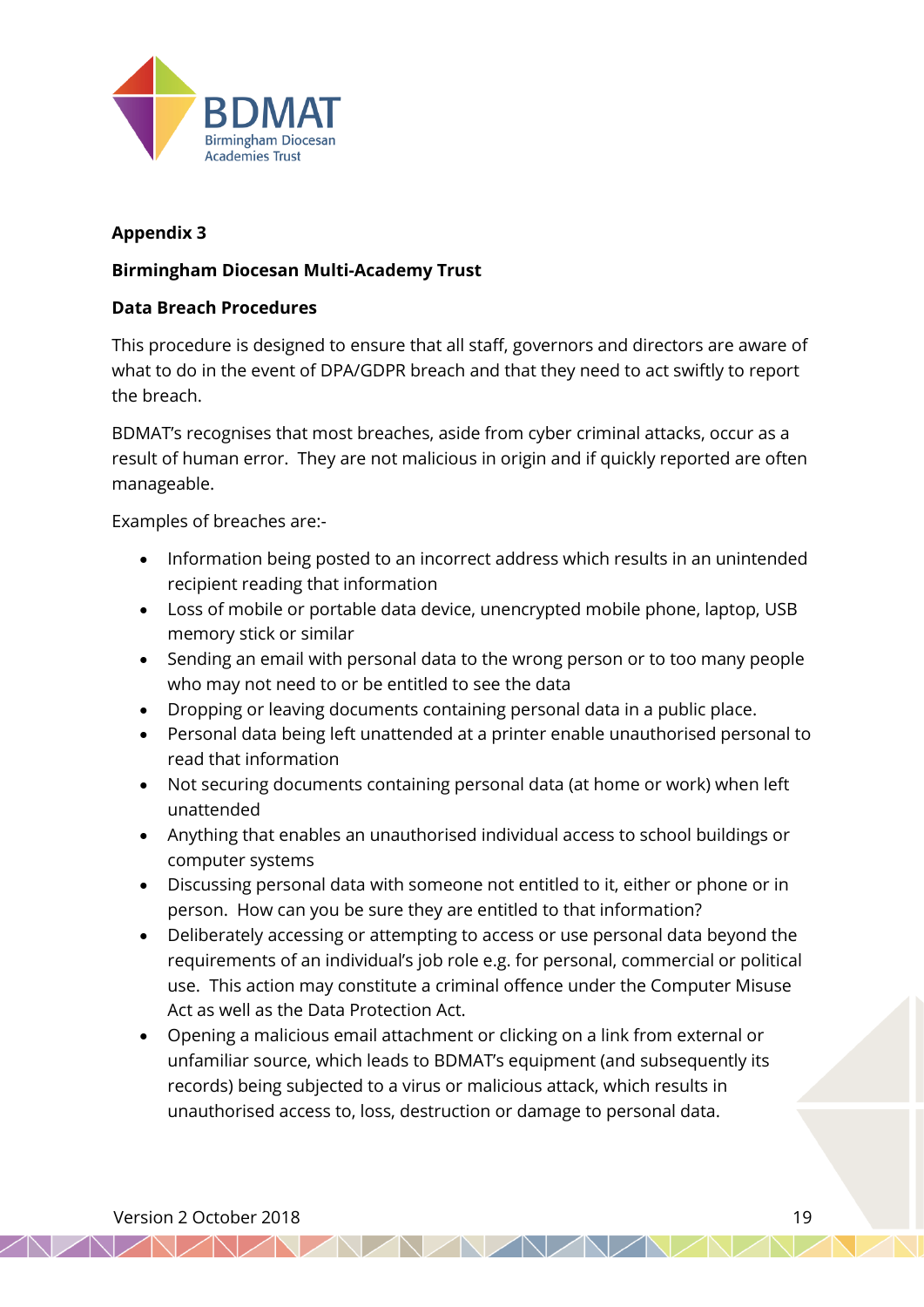**Appendix 3**

**Birmingham Diocesan Multi-Academy Trust**

**Data Breach Procedures**

This procedure is designed to ensure that all staff, governors and directors are aware of what to do in the event of DPA/GDPR breach and that they need to act swiftly to report the breach.

BDMAT's recognises that most breaches, aside from cyber criminal attacks, occur as a result of human error. They are not malicious in origin and if quickly reported are often manageable.

Examples of breaches are:-

- Information being posted to an incorrect address which results in an unintended recipient reading that information
- Loss of mobile or portable data device, unencrypted mobile phone, laptop, USB memory stick or similar
- Sending an email with personal data to the wrong person or to too many people who may not need to or be entitled to see the data
- Dropping or leaving documents containing personal data in a public place.
- Personal data being left unattended at a printer enable unauthorised personal to read that information
- Not securing documents containing personal data (at home or work) when left unattended
- Anything that enables an unauthorised individual access to school buildings or computer systems
- Discussing personal data with someone not entitled to it, either or phone or in person. How can you be sure they are entitled to that information?
- Deliberately accessing or attempting to access or use personal data beyond the requirements of an individual's job role e.g. for personal, commercial or political use. This action may constitute a criminal offence under the Computer Misuse Act as well as the Data Protection Act.
- Opening a malicious email attachment or clicking on a link from external or unfamiliar source, which leads to BDMAT's equipment (and subsequently its records) being subjected to a virus or malicious attack, which results in unauthorised access to, loss, destruction or damage to personal data.

Version 2 October 2018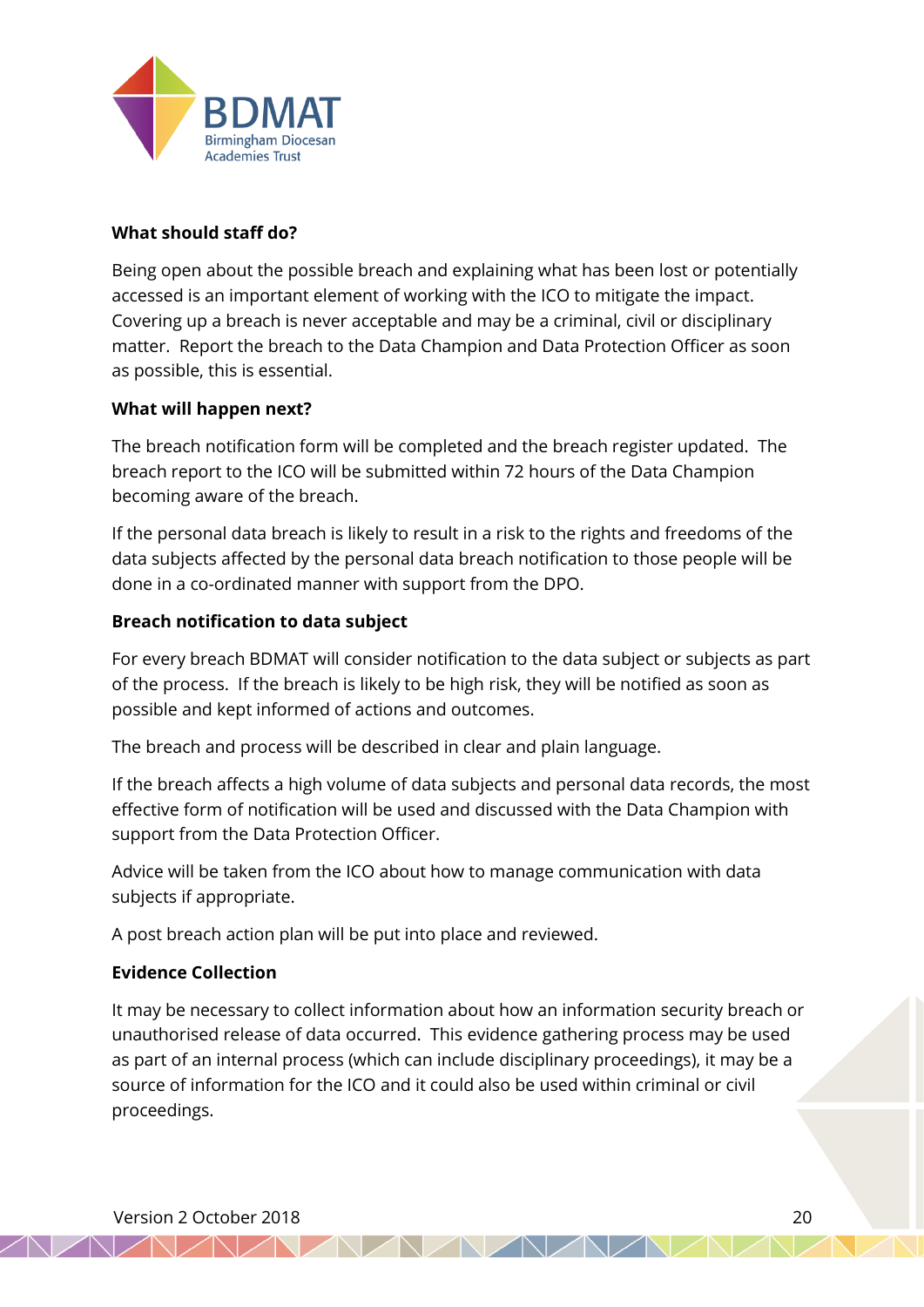### What should staff do?

Being open about the possible breach and explaining what has been lost or potentially accessed is an important element of working with the ICO to mitigate the impact. Covering up a breach is never acceptable and may be a criminal, civil or disciplinary matter. Report the breach to the Data Champion and Data Protection Officer as soon as possible, this is essential.

### What will happen next?

The breach notification form will be completed and the breach register updated. The breach report to the ICO will be submitted within 72 hours of the Data Champion becoming aware of the breach.

If the personal data breach is likely to result in a risk to the rights and freedoms of the data subjects affected by the personal data breach notification to those people will be done in a co-ordinated manner with support from the DPO.

### Breach notification to data subject

For every breach BDMAT will consider notification to the data subject or subjects as part of the process. If the breach is likely to be high risk, they will be notified as soon as possible and kept informed of actions and outcomes.

The breach and process will be described in clear and plain language.

If the breach affects a high volume of data subjects and personal data records, the most effective form of notification will be used and discussed with the Data Champion with support from the Data Protection Officer.

Advice will be taken from the ICO about how to manage communication with data subjects if appropriate.

A post breach action plan will be put into place and reviewed.

### Evidence Collection

It may be necessary to collect information about how an information security breach or unauthorised release of data occurred. This evidence gathering process may be used as part of an internal process (which can include disciplinary proceedings), it may be a source of information for the ICO and it could also be used within criminal or civil proceedings.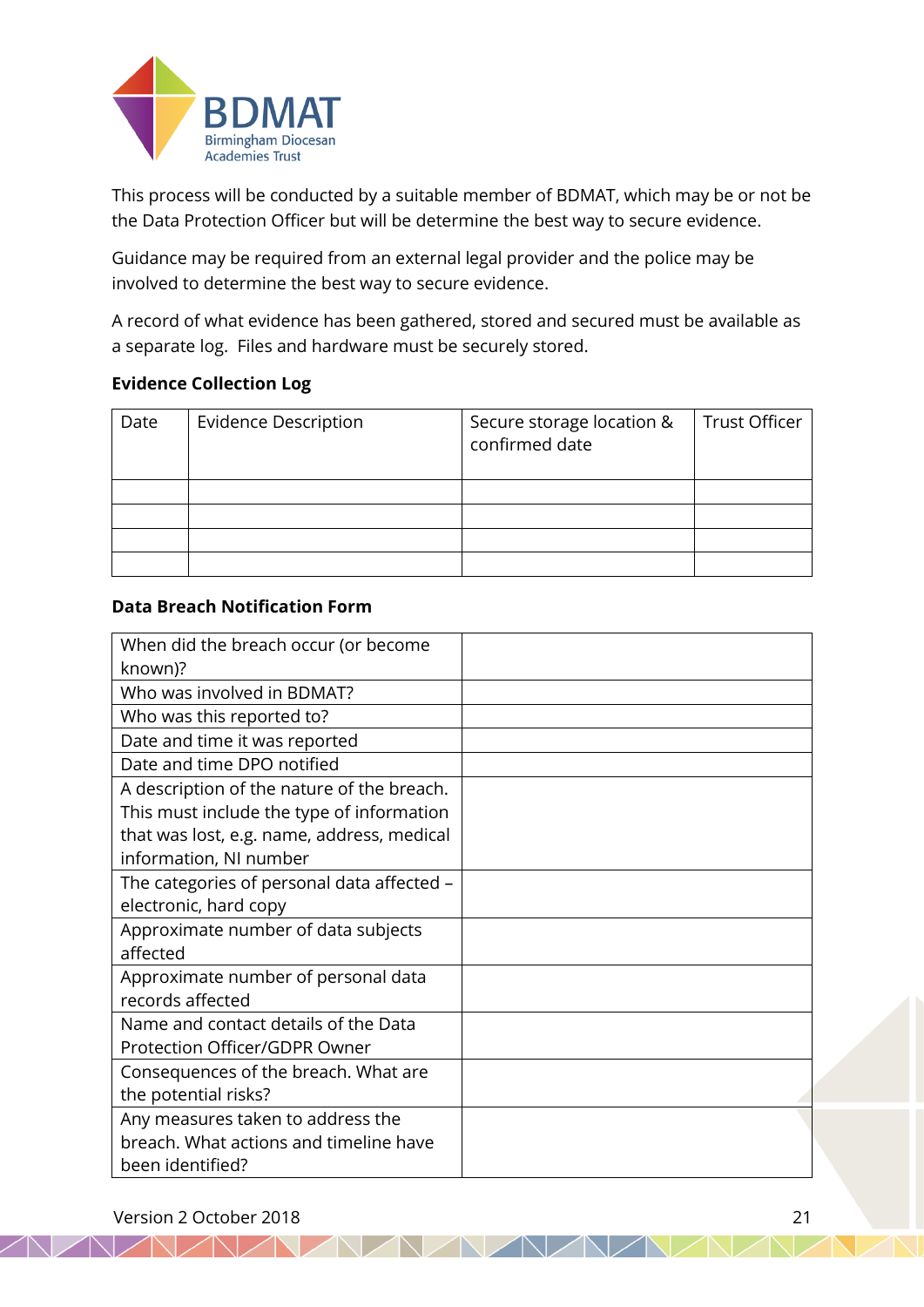This process will be conducted by a suitable member of BDMAT, which may be or not be the Data Protection Officer but will determine the best way to secure evidence.

Guidance may be required from an external legal provider and the police may be involved to determine the best way to secure evidence.

A record of what evidence has been gathered, stored and secured must be available as a separate log. Files and hardware must be securely stored.

**Evidence Collection Log**

| Date | Evidence Description | Secure storage location & confirmed date | Trust Officer |
|---|---|---|---|
| | | | |
| | | | |
| | | | |
| | | | |

**Data Breach Notification Form**

| | |
|---|---|
| When did the breach occur (or become known)? | |
| Who was involved in BDMAT? | |
| Who was this reported to? | |
| Date and time it was reported | |
| Date and time DPO notified | |
| A description of the nature of the breach. This must include the type of information that was lost, e.g. name, address, medical information, NI number | |
| The categories of personal data affected – electronic, hard copy | |
| Approximate number of data subjects affected | |
| Approximate number of personal data records affected | |
| Name and contact details of the Data Protection Officer/GDPR Owner | |
| Consequences of the breach. What are the potential risks? | |
| Any measures taken to address the breach. What actions and timeline have been identified? | |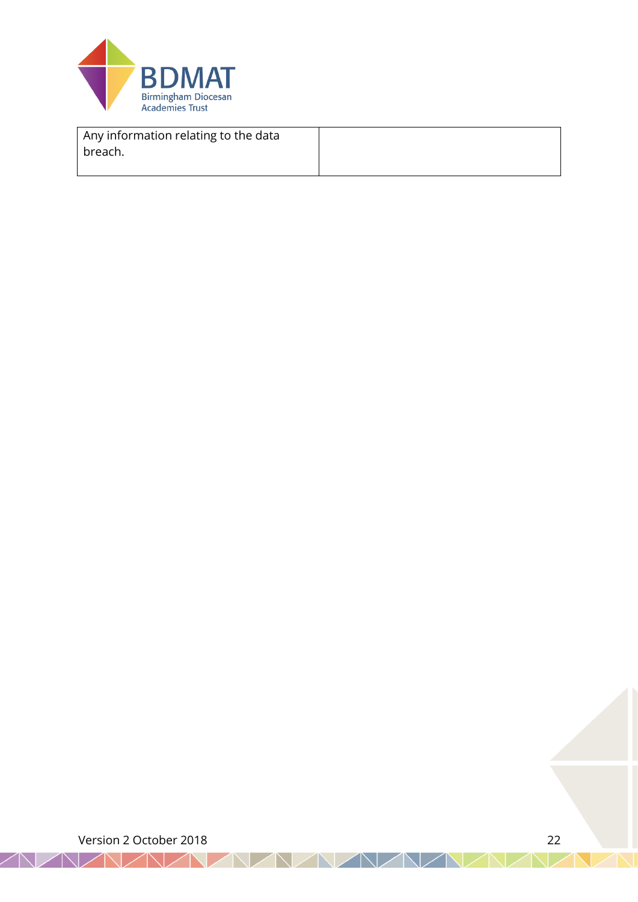| | |
|---|---|
| Any information relating to the data breach. | |